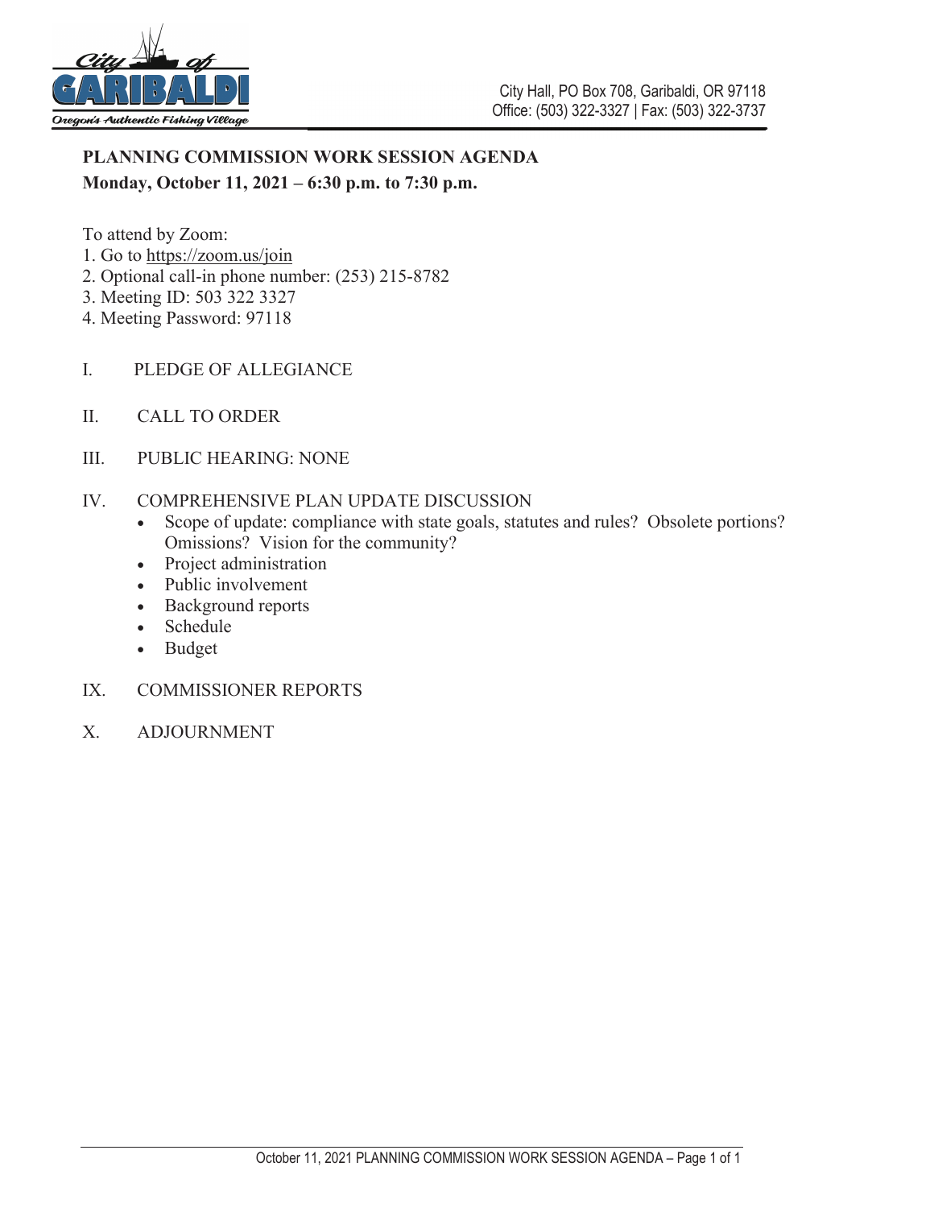City Hall, PO Box 708, Garibaldi, OR 97118
Office: (503) 322-3327 | Fax: (503) 322-3737

**PLANNING COMMISSION WORK SESSION AGENDA**
**Monday, October 11, 2021 – 6:30 p.m. to 7:30 p.m.**

To attend by Zoom:
1. Go to https://zoom.us/join
2. Optional call-in phone number: (253) 215-8782
3. Meeting ID: 503 322 3327
4. Meeting Password: 97118

I. PLEDGE OF ALLEGIANCE

II. CALL TO ORDER

III. PUBLIC HEARING: NONE

IV. COMPREHENSIVE PLAN UPDATE DISCUSSION
- Scope of update: compliance with state goals, statutes and rules? Obsolete portions? Omissions? Vision for the community?
- Project administration
- Public involvement
- Background reports
- Schedule
- Budget

IX. COMMISSIONER REPORTS

X. ADJOURNMENT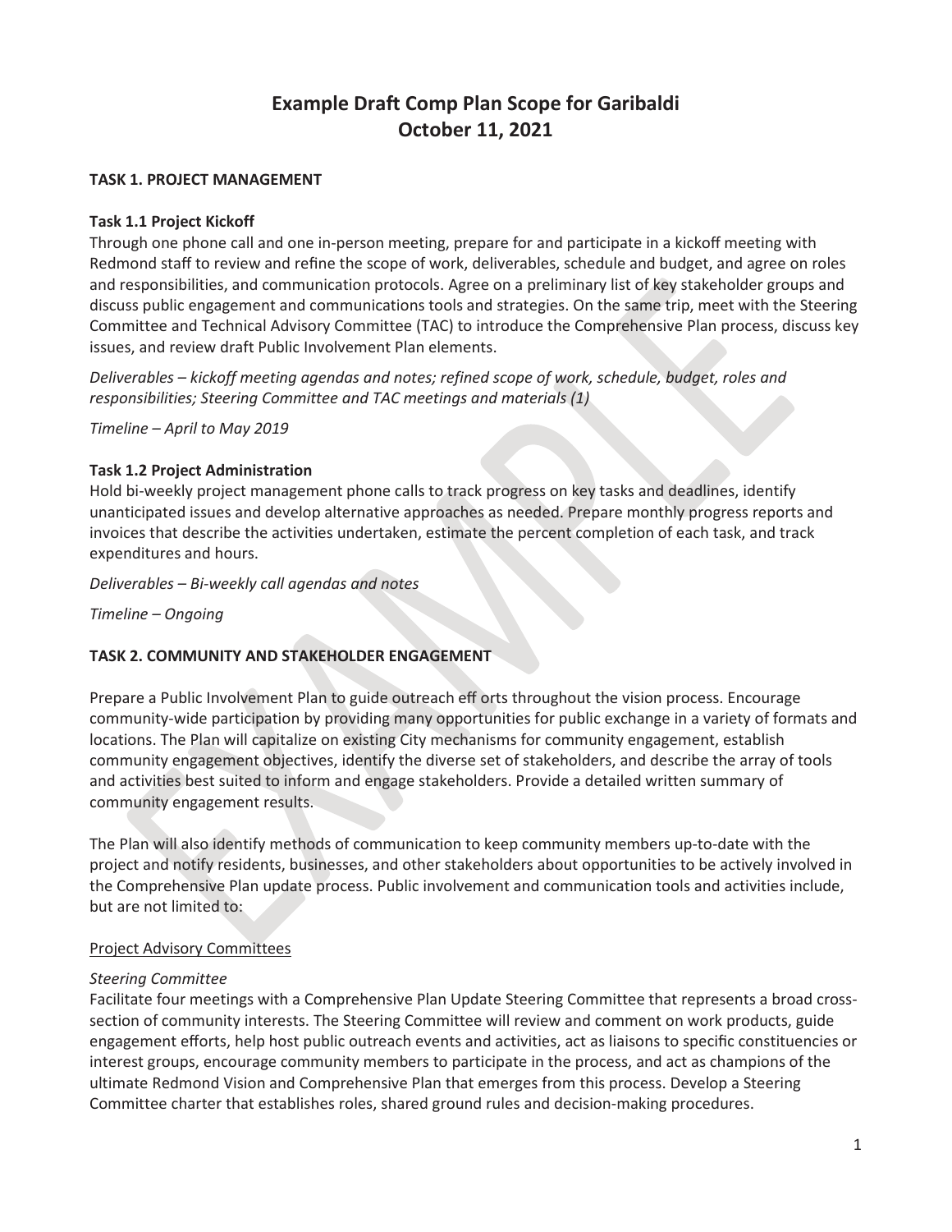# Example Draft Comp Plan Scope for Garibaldi
# October 11, 2021

## TASK 1. PROJECT MANAGEMENT

### Task 1.1 Project Kickoff

Through one phone call and one in-person meeting, prepare for and participate in a kickoff meeting with Redmond staff to review and refine the scope of work, deliverables, schedule and budget, and agree on roles and responsibilities, and communication protocols. Agree on a preliminary list of key stakeholder groups and discuss public engagement and communications tools and strategies. On the same trip, meet with the Steering Committee and Technical Advisory Committee (TAC) to introduce the Comprehensive Plan process, discuss key issues, and review draft Public Involvement Plan elements.

*Deliverables – kickoff meeting agendas and notes; refined scope of work, schedule, budget, roles and responsibilities; Steering Committee and TAC meetings and materials (1)*

*Timeline – April to May 2019*

### Task 1.2 Project Administration

Hold bi-weekly project management phone calls to track progress on key tasks and deadlines, identify unanticipated issues and develop alternative approaches as needed. Prepare monthly progress reports and invoices that describe the activities undertaken, estimate the percent completion of each task, and track expenditures and hours.

*Deliverables – Bi-weekly call agendas and notes*

*Timeline – Ongoing*

## TASK 2. COMMUNITY AND STAKEHOLDER ENGAGEMENT

Prepare a Public Involvement Plan to guide outreach eff orts throughout the vision process. Encourage community-wide participation by providing many opportunities for public exchange in a variety of formats and locations. The Plan will capitalize on existing City mechanisms for community engagement, establish community engagement objectives, identify the diverse set of stakeholders, and describe the array of tools and activities best suited to inform and engage stakeholders. Provide a detailed written summary of community engagement results.

The Plan will also identify methods of communication to keep community members up-to-date with the project and notify residents, businesses, and other stakeholders about opportunities to be actively involved in the Comprehensive Plan update process. Public involvement and communication tools and activities include, but are not limited to:

<u>Project Advisory Committees</u>

*Steering Committee*

Facilitate four meetings with a Comprehensive Plan Update Steering Committee that represents a broad cross-section of community interests. The Steering Committee will review and comment on work products, guide engagement efforts, help host public outreach events and activities, act as liaisons to specific constituencies or interest groups, encourage community members to participate in the process, and act as champions of the ultimate Redmond Vision and Comprehensive Plan that emerges from this process. Develop a Steering Committee charter that establishes roles, shared ground rules and decision-making procedures.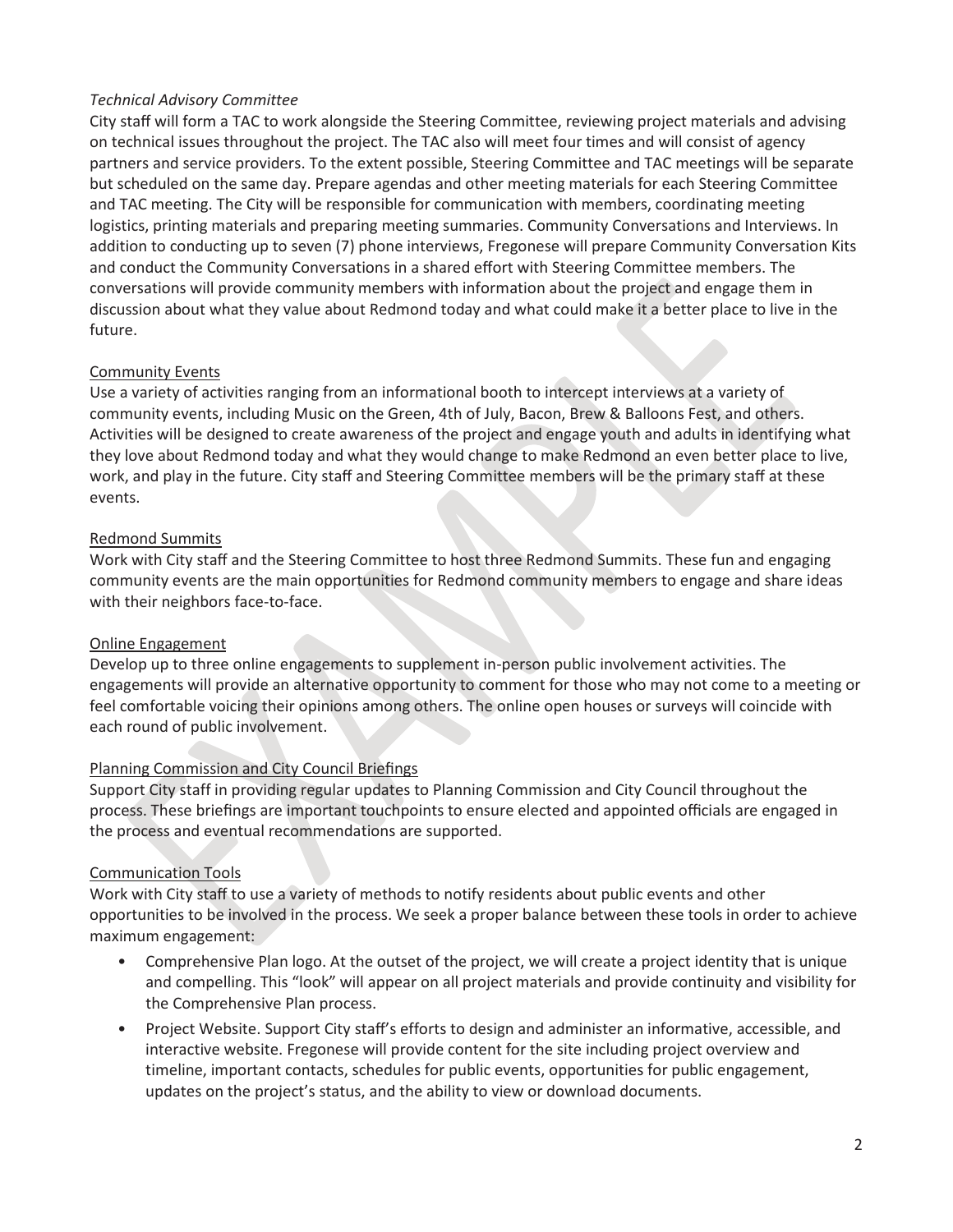*Technical Advisory Committee*

City staff will form a TAC to work alongside the Steering Committee, reviewing project materials and advising on technical issues throughout the project. The TAC also will meet four times and will consist of agency partners and service providers. To the extent possible, Steering Committee and TAC meetings will be separate but scheduled on the same day. Prepare agendas and other meeting materials for each Steering Committee and TAC meeting. The City will be responsible for communication with members, coordinating meeting logistics, printing materials and preparing meeting summaries. Community Conversations and Interviews. In addition to conducting up to seven (7) phone interviews, Fregonese will prepare Community Conversation Kits and conduct the Community Conversations in a shared effort with Steering Committee members. The conversations will provide community members with information about the project and engage them in discussion about what they value about Redmond today and what could make it a better place to live in the future.

<u>Community Events</u>

Use a variety of activities ranging from an informational booth to intercept interviews at a variety of community events, including Music on the Green, 4th of July, Bacon, Brew & Balloons Fest, and others. Activities will be designed to create awareness of the project and engage youth and adults in identifying what they love about Redmond today and what they would change to make Redmond an even better place to live, work, and play in the future. City staff and Steering Committee members will be the primary staff at these events.

<u>Redmond Summits</u>

Work with City staff and the Steering Committee to host three Redmond Summits. These fun and engaging community events are the main opportunities for Redmond community members to engage and share ideas with their neighbors face-to-face.

<u>Online Engagement</u>

Develop up to three online engagements to supplement in-person public involvement activities. The engagements will provide an alternative opportunity to comment for those who may not come to a meeting or feel comfortable voicing their opinions among others. The online open houses or surveys will coincide with each round of public involvement.

<u>Planning Commission and City Council Briefings</u>

Support City staff in providing regular updates to Planning Commission and City Council throughout the process. These briefings are important touchpoints to ensure elected and appointed officials are engaged in the process and eventual recommendations are supported.

<u>Communication Tools</u>

Work with City staff to use a variety of methods to notify residents about public events and other opportunities to be involved in the process. We seek a proper balance between these tools in order to achieve maximum engagement:

- Comprehensive Plan logo. At the outset of the project, we will create a project identity that is unique and compelling. This "look" will appear on all project materials and provide continuity and visibility for the Comprehensive Plan process.
- Project Website. Support City staff's efforts to design and administer an informative, accessible, and interactive website. Fregonese will provide content for the site including project overview and timeline, important contacts, schedules for public events, opportunities for public engagement, updates on the project's status, and the ability to view or download documents.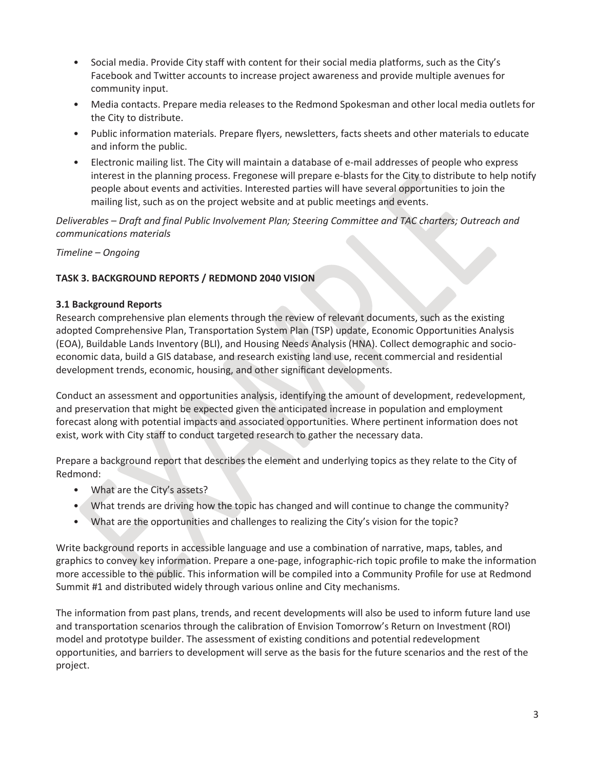- Social media. Provide City staff with content for their social media platforms, such as the City's Facebook and Twitter accounts to increase project awareness and provide multiple avenues for community input.
- Media contacts. Prepare media releases to the Redmond Spokesman and other local media outlets for the City to distribute.
- Public information materials. Prepare flyers, newsletters, facts sheets and other materials to educate and inform the public.
- Electronic mailing list. The City will maintain a database of e-mail addresses of people who express interest in the planning process. Fregonese will prepare e-blasts for the City to distribute to help notify people about events and activities. Interested parties will have several opportunities to join the mailing list, such as on the project website and at public meetings and events.

*Deliverables – Draft and final Public Involvement Plan; Steering Committee and TAC charters; Outreach and communications materials*

*Timeline – Ongoing*

**TASK 3. BACKGROUND REPORTS / REDMOND 2040 VISION**

**3.1 Background Reports**

Research comprehensive plan elements through the review of relevant documents, such as the existing adopted Comprehensive Plan, Transportation System Plan (TSP) update, Economic Opportunities Analysis (EOA), Buildable Lands Inventory (BLI), and Housing Needs Analysis (HNA). Collect demographic and socio-economic data, build a GIS database, and research existing land use, recent commercial and residential development trends, economic, housing, and other significant developments.

Conduct an assessment and opportunities analysis, identifying the amount of development, redevelopment, and preservation that might be expected given the anticipated increase in population and employment forecast along with potential impacts and associated opportunities. Where pertinent information does not exist, work with City staff to conduct targeted research to gather the necessary data.

Prepare a background report that describes the element and underlying topics as they relate to the City of Redmond:

- What are the City's assets?
- What trends are driving how the topic has changed and will continue to change the community?
- What are the opportunities and challenges to realizing the City's vision for the topic?

Write background reports in accessible language and use a combination of narrative, maps, tables, and graphics to convey key information. Prepare a one-page, infographic-rich topic profile to make the information more accessible to the public. This information will be compiled into a Community Profile for use at Redmond Summit #1 and distributed widely through various online and City mechanisms.

The information from past plans, trends, and recent developments will also be used to inform future land use and transportation scenarios through the calibration of Envision Tomorrow's Return on Investment (ROI) model and prototype builder. The assessment of existing conditions and potential redevelopment opportunities, and barriers to development will serve as the basis for the future scenarios and the rest of the project.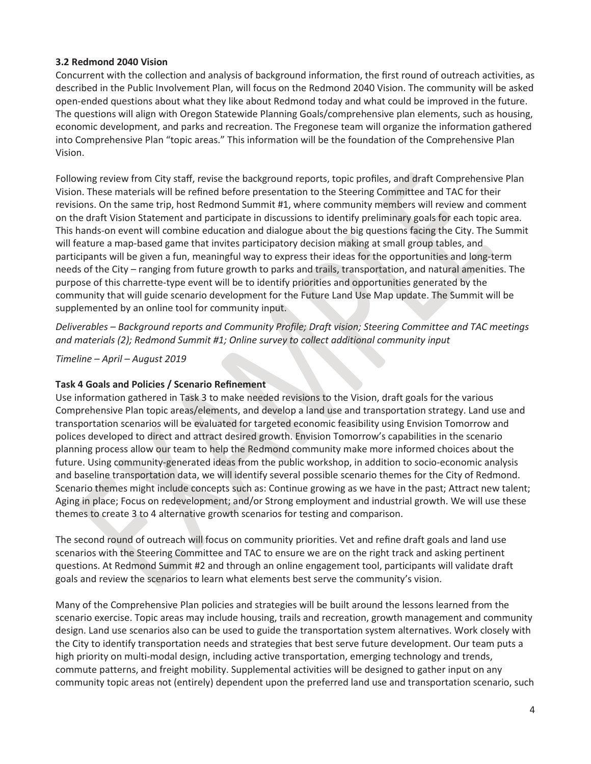### 3.2 Redmond 2040 Vision

Concurrent with the collection and analysis of background information, the first round of outreach activities, as described in the Public Involvement Plan, will focus on the Redmond 2040 Vision. The community will be asked open-ended questions about what they like about Redmond today and what could be improved in the future. The questions will align with Oregon Statewide Planning Goals/comprehensive plan elements, such as housing, economic development, and parks and recreation. The Fregonese team will organize the information gathered into Comprehensive Plan "topic areas." This information will be the foundation of the Comprehensive Plan Vision.

Following review from City staff, revise the background reports, topic profiles, and draft Comprehensive Plan Vision. These materials will be refined before presentation to the Steering Committee and TAC for their revisions. On the same trip, host Redmond Summit #1, where community members will review and comment on the draft Vision Statement and participate in discussions to identify preliminary goals for each topic area. This hands-on event will combine education and dialogue about the big questions facing the City. The Summit will feature a map-based game that invites participatory decision making at small group tables, and participants will be given a fun, meaningful way to express their ideas for the opportunities and long-term needs of the City – ranging from future growth to parks and trails, transportation, and natural amenities. The purpose of this charrette-type event will be to identify priorities and opportunities generated by the community that will guide scenario development for the Future Land Use Map update. The Summit will be supplemented by an online tool for community input.

*Deliverables – Background reports and Community Profile; Draft vision; Steering Committee and TAC meetings and materials (2); Redmond Summit #1; Online survey to collect additional community input*

*Timeline – April – August 2019*

### Task 4 Goals and Policies / Scenario Refinement

Use information gathered in Task 3 to make needed revisions to the Vision, draft goals for the various Comprehensive Plan topic areas/elements, and develop a land use and transportation strategy. Land use and transportation scenarios will be evaluated for targeted economic feasibility using Envision Tomorrow and polices developed to direct and attract desired growth. Envision Tomorrow's capabilities in the scenario planning process allow our team to help the Redmond community make more informed choices about the future. Using community-generated ideas from the public workshop, in addition to socio-economic analysis and baseline transportation data, we will identify several possible scenario themes for the City of Redmond. Scenario themes might include concepts such as: Continue growing as we have in the past; Attract new talent; Aging in place; Focus on redevelopment; and/or Strong employment and industrial growth. We will use these themes to create 3 to 4 alternative growth scenarios for testing and comparison.

The second round of outreach will focus on community priorities. Vet and refine draft goals and land use scenarios with the Steering Committee and TAC to ensure we are on the right track and asking pertinent questions. At Redmond Summit #2 and through an online engagement tool, participants will validate draft goals and review the scenarios to learn what elements best serve the community's vision.

Many of the Comprehensive Plan policies and strategies will be built around the lessons learned from the scenario exercise. Topic areas may include housing, trails and recreation, growth management and community design. Land use scenarios also can be used to guide the transportation system alternatives. Work closely with the City to identify transportation needs and strategies that best serve future development. Our team puts a high priority on multi-modal design, including active transportation, emerging technology and trends, commute patterns, and freight mobility. Supplemental activities will be designed to gather input on any community topic areas not (entirely) dependent upon the preferred land use and transportation scenario, such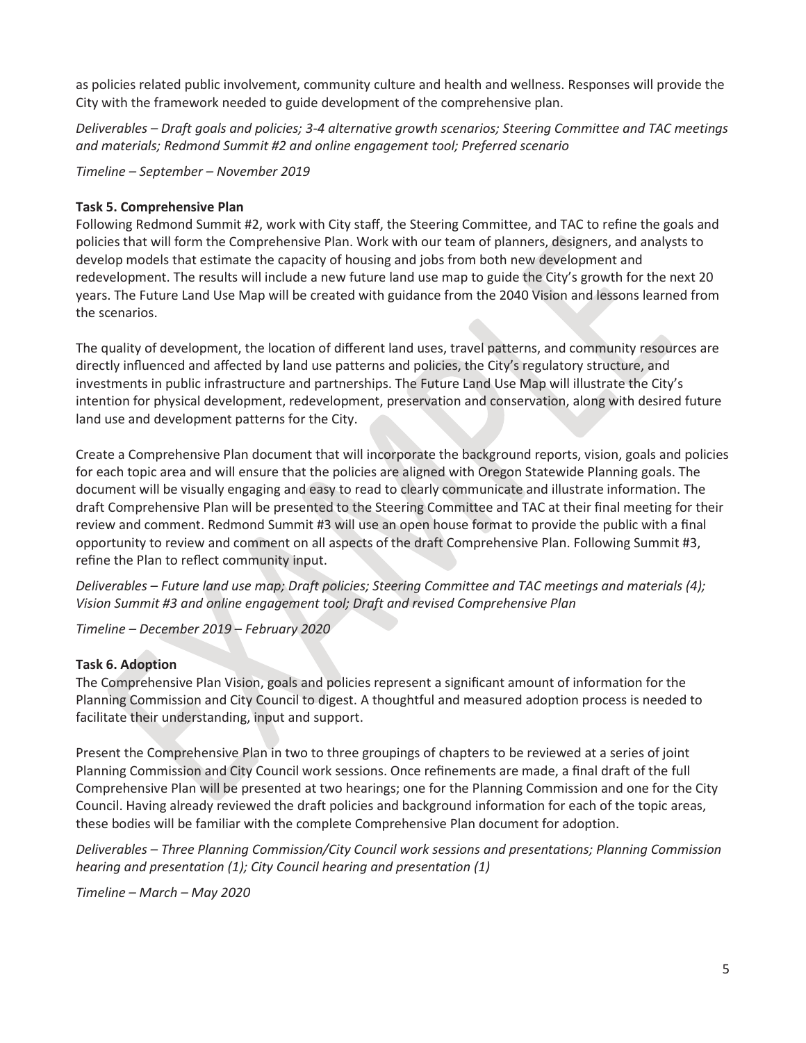as policies related public involvement, community culture and health and wellness. Responses will provide the City with the framework needed to guide development of the comprehensive plan.

*Deliverables – Draft goals and policies; 3-4 alternative growth scenarios; Steering Committee and TAC meetings and materials; Redmond Summit #2 and online engagement tool; Preferred scenario*

*Timeline – September – November 2019*

**Task 5. Comprehensive Plan**

Following Redmond Summit #2, work with City staff, the Steering Committee, and TAC to refine the goals and policies that will form the Comprehensive Plan. Work with our team of planners, designers, and analysts to develop models that estimate the capacity of housing and jobs from both new development and redevelopment. The results will include a new future land use map to guide the City's growth for the next 20 years. The Future Land Use Map will be created with guidance from the 2040 Vision and lessons learned from the scenarios.

The quality of development, the location of different land uses, travel patterns, and community resources are directly influenced and affected by land use patterns and policies, the City's regulatory structure, and investments in public infrastructure and partnerships. The Future Land Use Map will illustrate the City's intention for physical development, redevelopment, preservation and conservation, along with desired future land use and development patterns for the City.

Create a Comprehensive Plan document that will incorporate the background reports, vision, goals and policies for each topic area and will ensure that the policies are aligned with Oregon Statewide Planning goals. The document will be visually engaging and easy to read to clearly communicate and illustrate information. The draft Comprehensive Plan will be presented to the Steering Committee and TAC at their final meeting for their review and comment. Redmond Summit #3 will use an open house format to provide the public with a final opportunity to review and comment on all aspects of the draft Comprehensive Plan. Following Summit #3, refine the Plan to reflect community input.

*Deliverables – Future land use map; Draft policies; Steering Committee and TAC meetings and materials (4); Vision Summit #3 and online engagement tool; Draft and revised Comprehensive Plan*

*Timeline – December 2019 – February 2020*

**Task 6. Adoption**

The Comprehensive Plan Vision, goals and policies represent a significant amount of information for the Planning Commission and City Council to digest. A thoughtful and measured adoption process is needed to facilitate their understanding, input and support.

Present the Comprehensive Plan in two to three groupings of chapters to be reviewed at a series of joint Planning Commission and City Council work sessions. Once refinements are made, a final draft of the full Comprehensive Plan will be presented at two hearings; one for the Planning Commission and one for the City Council. Having already reviewed the draft policies and background information for each of the topic areas, these bodies will be familiar with the complete Comprehensive Plan document for adoption.

*Deliverables – Three Planning Commission/City Council work sessions and presentations; Planning Commission hearing and presentation (1); City Council hearing and presentation (1)*

*Timeline – March – May 2020*